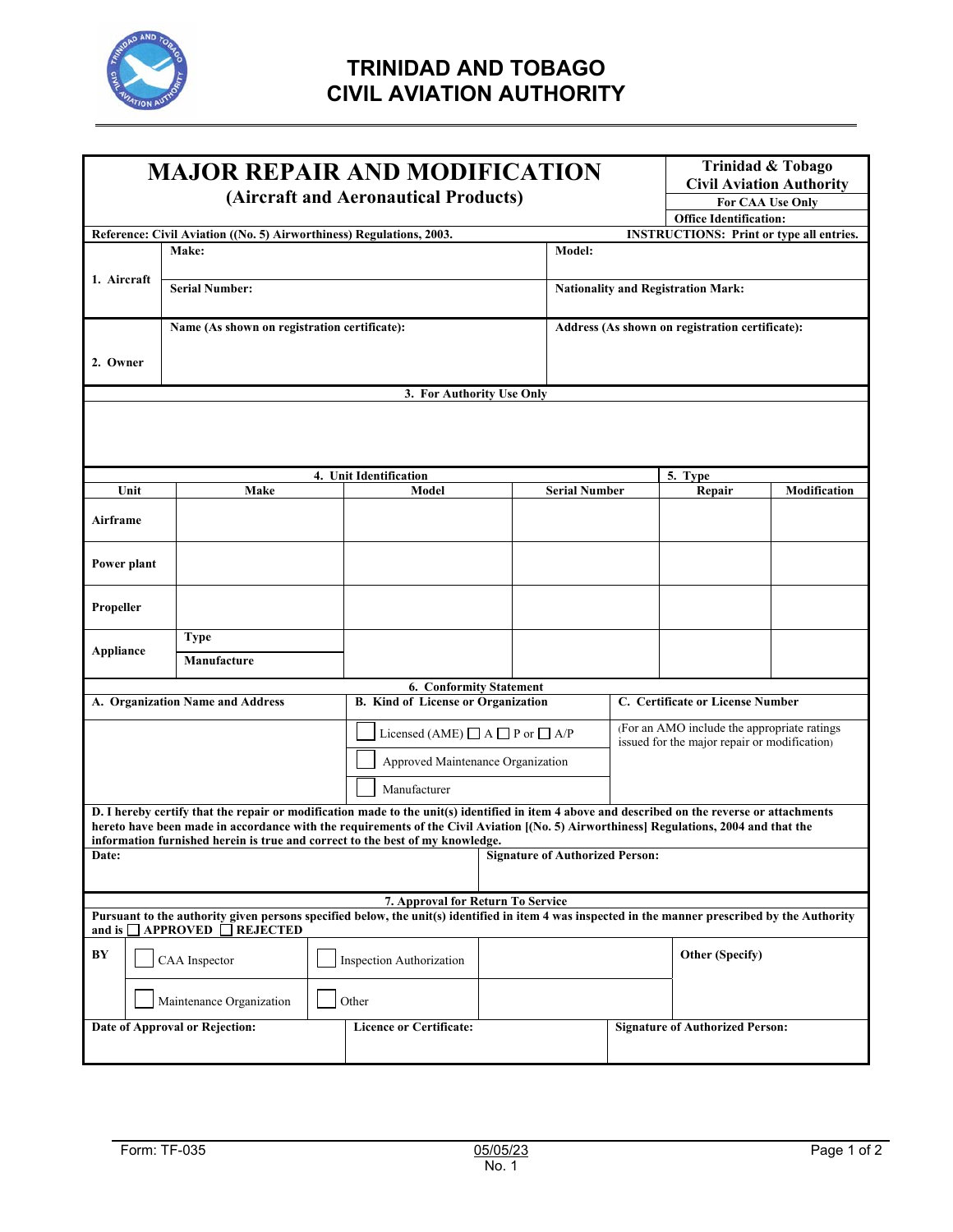# TRINIDAD AND TOBAGO CIVIL AVIATION AUTHORITY

## MAJOR REPAIR AND MODIFICATION
### (Aircraft and Aeronautical Products)

**Trinidad & Tobago Civil Aviation Authority**
**For CAA Use Only**
**Office Identification:**

**Reference: Civil Aviation ((No. 5) Airworthiness) Regulations, 2003.** **INSTRUCTIONS: Print or type all entries.**

| | | |
|---|---|---|
| **1. Aircraft** | **Make:** | **Model:** |
| | **Serial Number:** | **Nationality and Registration Mark:** |
| **2. Owner** | **Name (As shown on registration certificate):** | **Address (As shown on registration certificate):** |

**3. For Authority Use Only**

| **4. Unit Identification** | | | | **5. Type** | |
|---|---|---|---|---|---|
| **Unit** | **Make** | **Model** | **Serial Number** | **Repair** | **Modification** |
| **Airframe** | | | | | |
| **Power plant** | | | | | |
| **Propeller** | | | | | |
| **Appliance** | **Type** / **Manufacture** | | | | |

**6. Conformity Statement**

| **A. Organization Name and Address** | **B. Kind of License or Organization** | **C. Certificate or License Number** |
|---|---|---|
| | ☐ Licensed (AME) ☐ A ☐ P or ☐ A/P | (For an AMO include the appropriate ratings issued for the major repair or modification) |
| | ☐ Approved Maintenance Organization | |
| | ☐ Manufacturer | |

**D. I hereby certify that the repair or modification made to the unit(s) identified in item 4 above and described on the reverse or attachments hereto have been made in accordance with the requirements of the Civil Aviation [(No. 5) Airworthiness] Regulations, 2004 and that the information furnished herein is true and correct to the best of my knowledge.**

| **Date:** | **Signature of Authorized Person:** |
|---|---|

**7. Approval for Return To Service**

**Pursuant to the authority given persons specified below, the unit(s) identified in item 4 was inspected in the manner prescribed by the Authority and is ☐ APPROVED ☐ REJECTED**

| **BY** | | | | |
|---|---|---|---|---|
| | ☐ CAA Inspector | ☐ Inspection Authorization | | **Other (Specify)** |
| | ☐ Maintenance Organization | ☐ Other | | |

| **Date of Approval or Rejection:** | **Licence or Certificate:** | **Signature of Authorized Person:** |
|---|---|---|

Form: TF-035 05/05/23 No. 1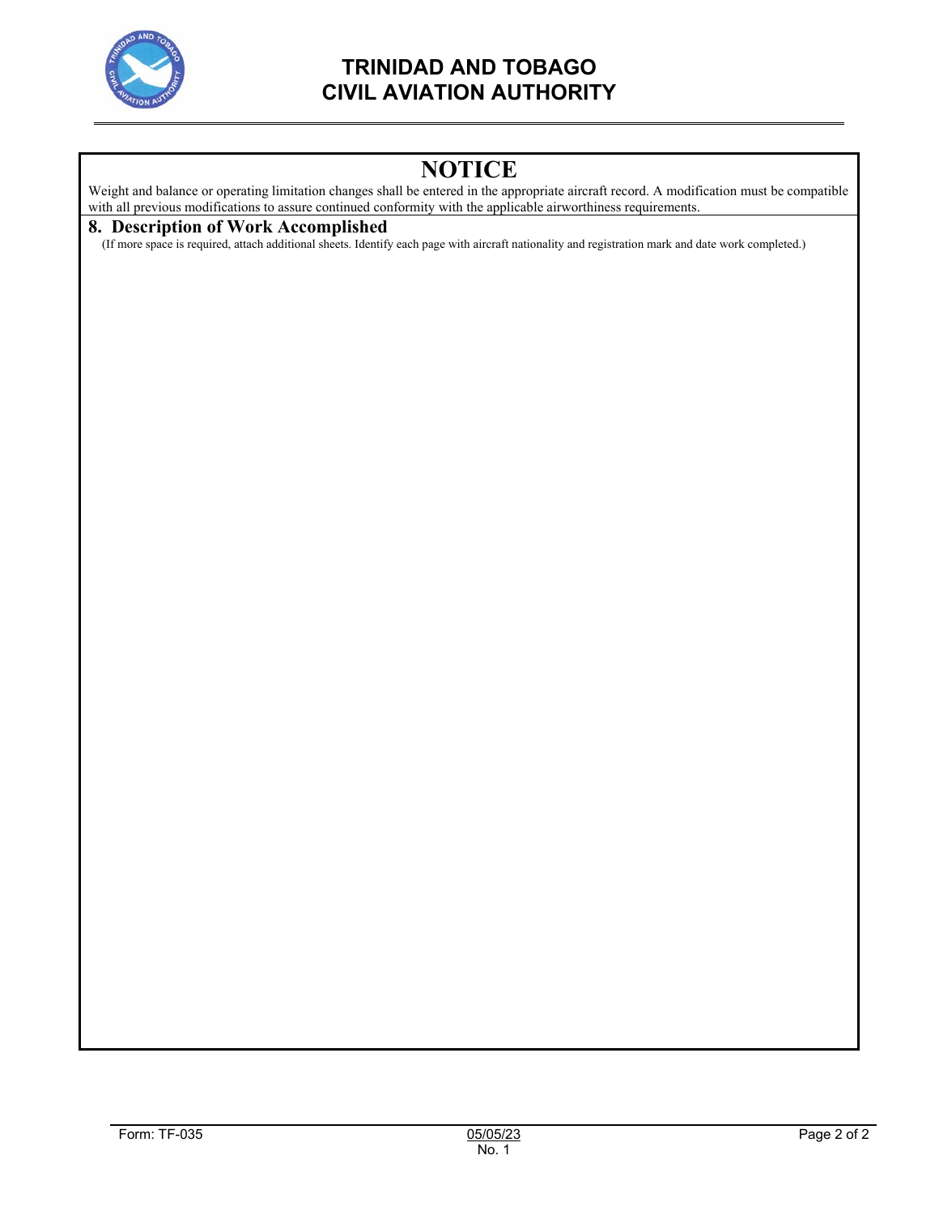# NOTICE

Weight and balance or operating limitation changes shall be entered in the appropriate aircraft record. A modification must be compatible with all previous modifications to assure continued conformity with the applicable airworthiness requirements.

## 8. Description of Work Accomplished

(If more space is required, attach additional sheets. Identify each page with aircraft nationality and registration mark and date work completed.)